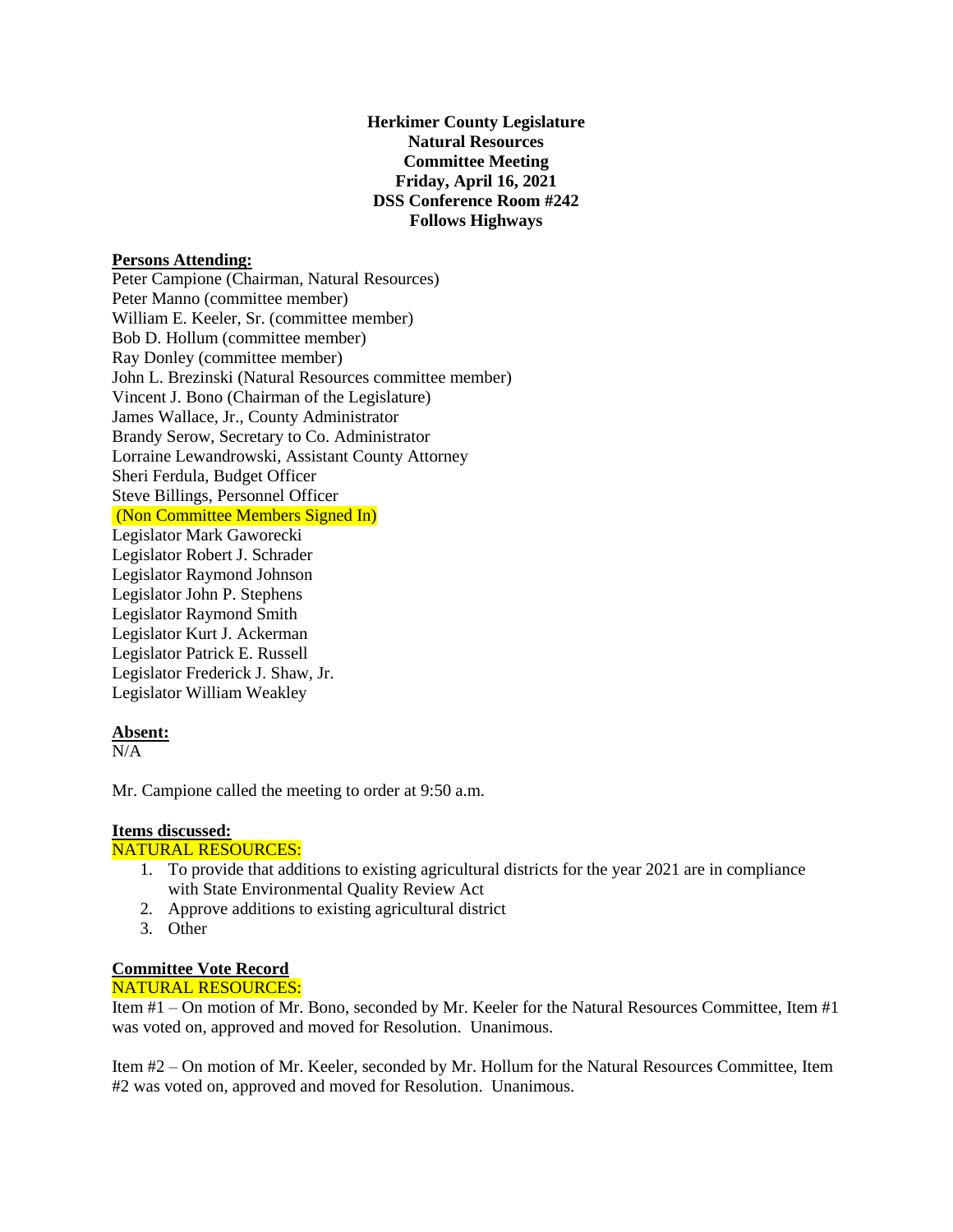**Herkimer County Legislature**
**Natural Resources**
**Committee Meeting**
**Friday, April 16, 2021**
**DSS Conference Room #242**
**Follows Highways**

**Persons Attending:**

Peter Campione (Chairman, Natural Resources)
Peter Manno (committee member)
William E. Keeler, Sr. (committee member)
Bob D. Hollum (committee member)
Ray Donley (committee member)
John L. Brezinski (Natural Resources committee member)
Vincent J. Bono (Chairman of the Legislature)
James Wallace, Jr., County Administrator
Brandy Serow, Secretary to Co. Administrator
Lorraine Lewandrowski, Assistant County Attorney
Sheri Ferdula, Budget Officer
Steve Billings, Personnel Officer
(Non Committee Members Signed In)
Legislator Mark Gaworecki
Legislator Robert J. Schrader
Legislator Raymond Johnson
Legislator John P. Stephens
Legislator Raymond Smith
Legislator Kurt J. Ackerman
Legislator Patrick E. Russell
Legislator Frederick J. Shaw, Jr.
Legislator William Weakley

**Absent:**

N/A

Mr. Campione called the meeting to order at 9:50 a.m.

**Items discussed:**

NATURAL RESOURCES:

1. To provide that additions to existing agricultural districts for the year 2021 are in compliance with State Environmental Quality Review Act
2. Approve additions to existing agricultural district
3. Other

**Committee Vote Record**

NATURAL RESOURCES:

Item #1 – On motion of Mr. Bono, seconded by Mr. Keeler for the Natural Resources Committee, Item #1 was voted on, approved and moved for Resolution. Unanimous.

Item #2 – On motion of Mr. Keeler, seconded by Mr. Hollum for the Natural Resources Committee, Item #2 was voted on, approved and moved for Resolution. Unanimous.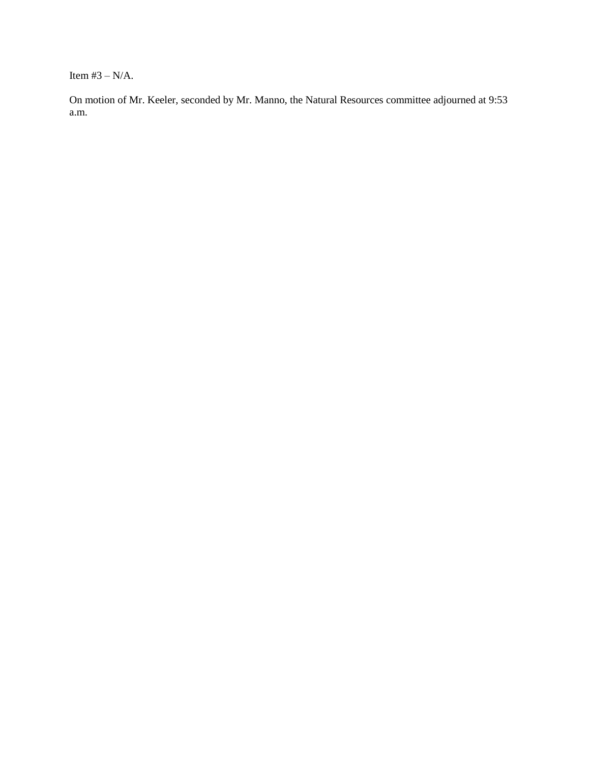Item #3 – N/A.

On motion of Mr. Keeler, seconded by Mr. Manno, the Natural Resources committee adjourned at 9:53 a.m.